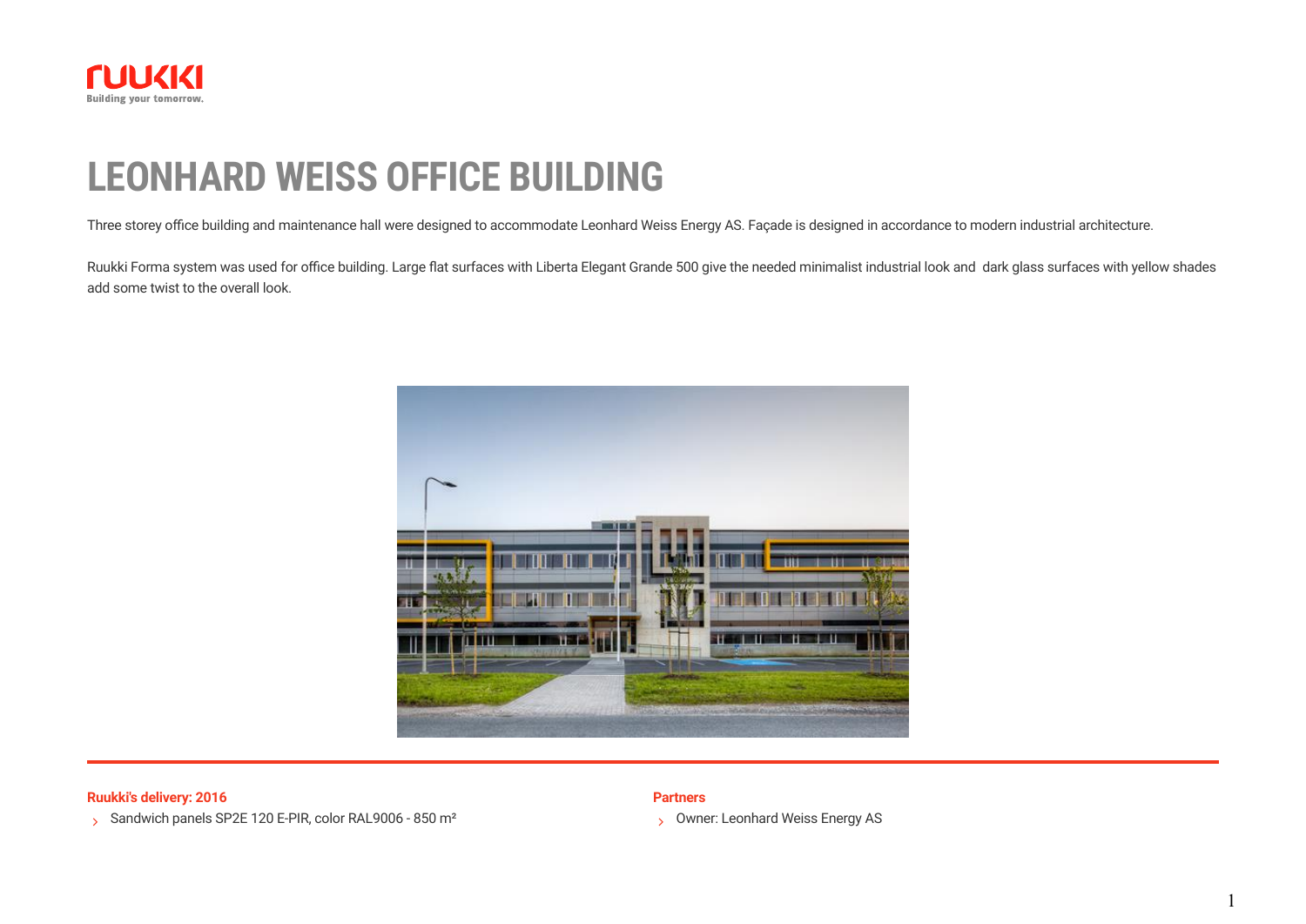# LEONHARD WEISS OFFICE BUILDING

Three storey office building and maintenance hall were designed to accommodate Leonhard Weiss Energy AS. Façade is designed in accordance to modern industrial architecture.

Ruukki Forma system was used for office building. Large flat surfaces with Liberta Elegant Grande 500 give the needed minimalist industrial look and dark glass surfaces with yellow shades add some twist to the overall look.

**Ruukki's delivery: 2016**

- Sandwich panels SP2E 120 E-PIR, color RAL9006 - 850 m²

**Partners**

- Owner: Leonhard Weiss Energy AS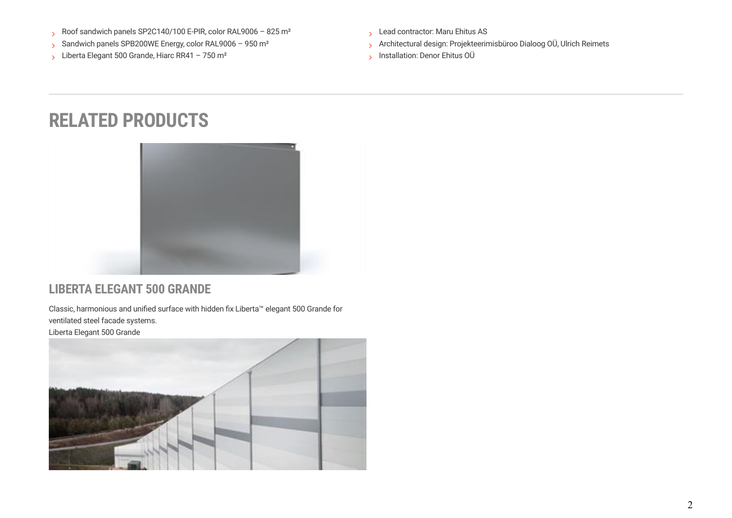- Roof sandwich panels SP2C140/100 E-PIR, color RAL9006 – 825 m²
- Sandwich panels SPB200WE Energy, color RAL9006 – 950 m²
- Liberta Elegant 500 Grande, Hiarc RR41 – 750 m²
- Lead contractor: Maru Ehitus AS
- Architectural design: Projekteerimisbüroo Dialoog OÜ, Ulrich Reimets
- Installation: Denor Ehitus OÜ

## RELATED PRODUCTS

### LIBERTA ELEGANT 500 GRANDE

Classic, harmonious and unified surface with hidden fix Liberta™ elegant 500 Grande for ventilated steel facade systems.

Liberta Elegant 500 Grande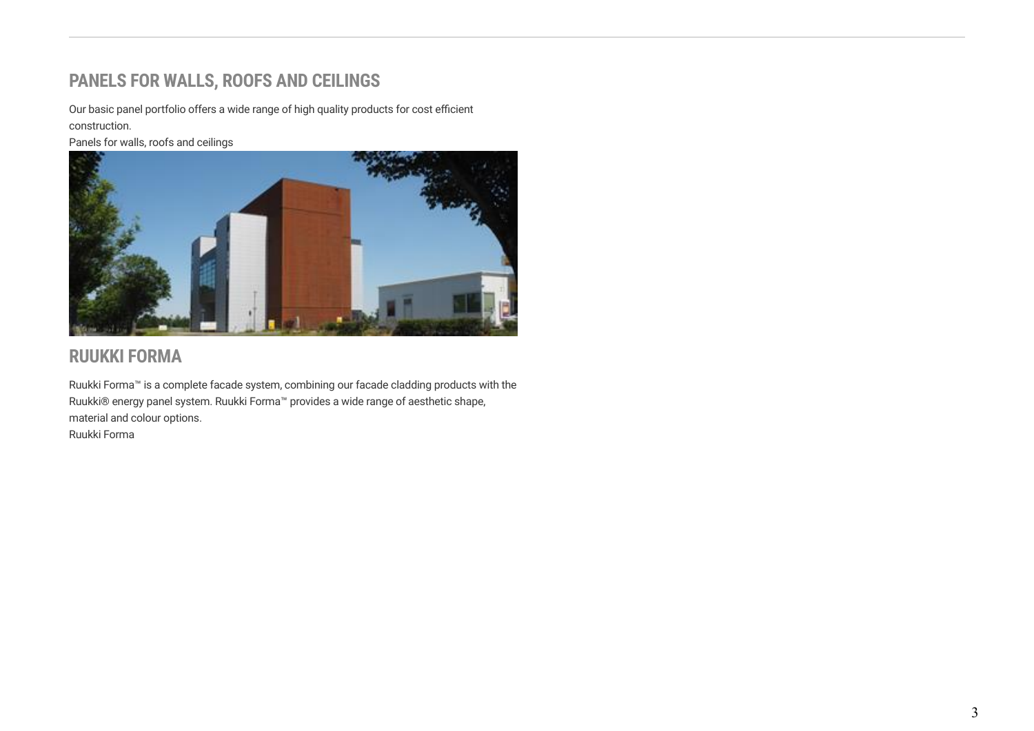## PANELS FOR WALLS, ROOFS AND CEILINGS

Our basic panel portfolio offers a wide range of high quality products for cost efficient construction.

Panels for walls, roofs and ceilings

## RUUKKI FORMA

Ruukki Forma™ is a complete facade system, combining our facade cladding products with the Ruukki® energy panel system. Ruukki Forma™ provides a wide range of aesthetic shape, material and colour options.

Ruukki Forma